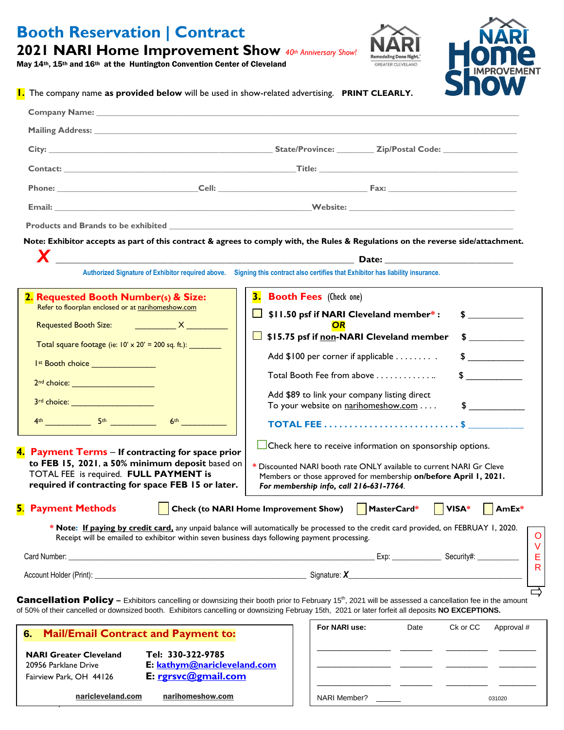# Booth Reservation | Contract

## 2021 NARI Home Improvement Show *40th Anniversary Show!*

**May 14th, 15th and 16th at the Huntington Convention Center of Cleveland**

NARI Remodeling Done Right. GREATER CLEVELAND

NARI Home IMPROVEMENT Show

**1.** The company name **as provided below** will be used in show-related advertising. **PRINT CLEARLY.**

**Company Name:** ______________________________________________

**Mailing Address:** ______________________________________________

**City:** ________________________ **State/Province:** ________ **Zip/Postal Code:** ____________

**Contact:** ________________________ **Title:** ________________________

**Phone:** ________________ **Cell:** ________________ **Fax:** ________________

**Email:** ________________________ **Website:** ________________________

**Products and Brands to be exhibited** ______________________________________________

**Note: Exhibitor accepts as part of this contract & agrees to comply with, the Rules & Regulations on the reverse side/attachment.**

**X** ______________________________________________ **Date:** ____________________

Authorized Signature of Exhibitor required above. Signing this contract also certifies that Exhibitor has liability insurance.

**2. Requested Booth Number(s) & Size:**
Refer to floorplan enclosed or at narihomeshow.com

Requested Booth Size: _________ X _________

Total square footage (ie: 10' x 20' = 200 sq. ft.): ________

1st Booth choice ______________

2nd choice: ______________

3rd choice: ______________

4th __________ 5th __________ 6th __________

**3. Booth Fees** (Check one)

- ☐ **$11.50 psf if NARI Cleveland member*** : $ __________

  ***OR***

- ☐ **$15.75 psf if non-NARI Cleveland member** $ __________

Add $100 per corner if applicable . . . . . . . . . $ __________

Total Booth Fee from above . . . . . . . . . . . . .. $ __________

Add $89 to link your company listing direct To your website on narihomeshow.com . . . . $ __________

**TOTAL FEE . . . . . . . . . . . . . . . . . . . . . . . . . . . $** __________

☐ Check here to receive information on sponsorship options.

\* Discounted NARI booth rate ONLY available to current NARI Gr Cleve Members or those approved for membership **on/before April 1, 2021.** ***For membership info, call 216-631-7764.***

**4. Payment Terms** – **If contracting for space prior to FEB 15, 2021, a 50% minimum deposit** based on TOTAL FEE is required. **FULL PAYMENT is required if contracting for space FEB 15 or later.**

**5. Payment Methods** ☐ **Check (to NARI Home Improvement Show)** ☐ **MasterCard*** ☐ **VISA*** ☐ **AmEx***

\* **Note:** **If paying by credit card,** any unpaid balance will automatically be processed to the credit card provided, on FEBRUAY 1, 2020. Receipt will be emailed to exhibitor within seven business days following payment processing.

Card Number: ________________________________ Exp: __________ Security#: __________

Account Holder (Print): ________________________ Signature: **X** ________________________

OVER ⇨

**Cancellation Policy –** Exhibitors cancelling or downsizing their booth prior to February 15th, 2021 will be assessed a cancellation fee in the amount of 50% of their cancelled or downsized booth. Exhibitors cancelling or downsizing Febuay 15th, 2021 or later forfeit all deposits **NO EXCEPTIONS.**

**6. Mail/Email Contract and Payment to:**

**NARI Greater Cleveland**
20956 Parklane Drive
Fairview Park, OH 44126

**Tel: 330-322-9785**
**E: kathym@naricleveland.com**
**E: rgrsvc@gmail.com**

**naricleveland.com** **narihomeshow.com**

| For NARI use: | Date | Ck or CC | Approval # |
|---|---|---|---|
| | | | |
| | | | |
| | | | |

NARI Member? ______ 031020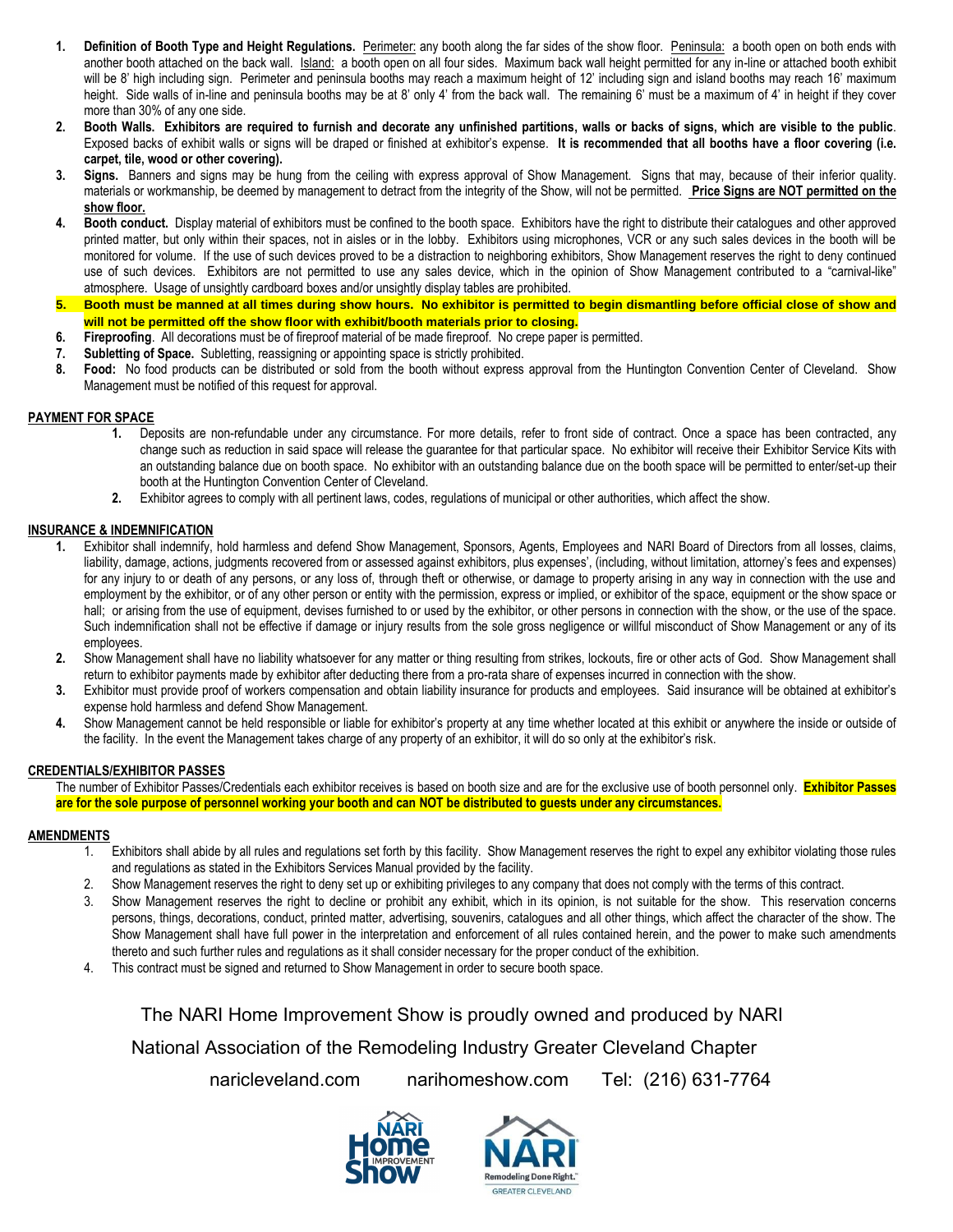1. **Definition of Booth Type and Height Regulations.** Perimeter: any booth along the far sides of the show floor. Peninsula: a booth open on both ends with another booth attached on the back wall. Island: a booth open on all four sides. Maximum back wall height permitted for any in-line or attached booth exhibit will be 8' high including sign. Perimeter and peninsula booths may reach a maximum height of 12' including sign and island booths may reach 16' maximum height. Side walls of in-line and peninsula booths may be at 8' only 4' from the back wall. The remaining 6' must be a maximum of 4' in height if they cover more than 30% of any one side.
2. **Booth Walls. Exhibitors are required to furnish and decorate any unfinished partitions, walls or backs of signs, which are visible to the public**. Exposed backs of exhibit walls or signs will be draped or finished at exhibitor's expense. **It is recommended that all booths have a floor covering (i.e. carpet, tile, wood or other covering).**
3. **Signs.** Banners and signs may be hung from the ceiling with express approval of Show Management. Signs that may, because of their inferior quality. materials or workmanship, be deemed by management to detract from the integrity of the Show, will not be permitted. **Price Signs are NOT permitted on the show floor.**
4. **Booth conduct.** Display material of exhibitors must be confined to the booth space. Exhibitors have the right to distribute their catalogues and other approved printed matter, but only within their spaces, not in aisles or in the lobby. Exhibitors using microphones, VCR or any such sales devices in the booth will be monitored for volume. If the use of such devices proved to be a distraction to neighboring exhibitors, Show Management reserves the right to deny continued use of such devices. Exhibitors are not permitted to use any sales device, which in the opinion of Show Management contributed to a "carnival-like" atmosphere. Usage of unsightly cardboard boxes and/or unsightly display tables are prohibited.
5. **Booth must be manned at all times during show hours. No exhibitor is permitted to begin dismantling before official close of show and will not be permitted off the show floor with exhibit/booth materials prior to closing.**
6. **Fireproofing**. All decorations must be of fireproof material of be made fireproof. No crepe paper is permitted.
7. **Subletting of Space.** Subletting, reassigning or appointing space is strictly prohibited.
8. **Food:** No food products can be distributed or sold from the booth without express approval from the Huntington Convention Center of Cleveland. Show Management must be notified of this request for approval.

## PAYMENT FOR SPACE

1. Deposits are non-refundable under any circumstance. For more details, refer to front side of contract. Once a space has been contracted, any change such as reduction in said space will release the guarantee for that particular space. No exhibitor will receive their Exhibitor Service Kits with an outstanding balance due on booth space. No exhibitor with an outstanding balance due on the booth space will be permitted to enter/set-up their booth at the Huntington Convention Center of Cleveland.
2. Exhibitor agrees to comply with all pertinent laws, codes, regulations of municipal or other authorities, which affect the show.

## INSURANCE & INDEMNIFICATION

1. Exhibitor shall indemnify, hold harmless and defend Show Management, Sponsors, Agents, Employees and NARI Board of Directors from all losses, claims, liability, damage, actions, judgments recovered from or assessed against exhibitors, plus expenses', (including, without limitation, attorney's fees and expenses) for any injury to or death of any persons, or any loss of, through theft or otherwise, or damage to property arising in any way in connection with the use and employment by the exhibitor, or of any other person or entity with the permission, express or implied, or exhibitor of the space, equipment or the show space or hall; or arising from the use of equipment, devises furnished to or used by the exhibitor, or other persons in connection with the show, or the use of the space. Such indemnification shall not be effective if damage or injury results from the sole gross negligence or willful misconduct of Show Management or any of its employees.
2. Show Management shall have no liability whatsoever for any matter or thing resulting from strikes, lockouts, fire or other acts of God. Show Management shall return to exhibitor payments made by exhibitor after deducting there from a pro-rata share of expenses incurred in connection with the show.
3. Exhibitor must provide proof of workers compensation and obtain liability insurance for products and employees. Said insurance will be obtained at exhibitor's expense hold harmless and defend Show Management.
4. Show Management cannot be held responsible or liable for exhibitor's property at any time whether located at this exhibit or anywhere the inside or outside of the facility. In the event the Management takes charge of any property of an exhibitor, it will do so only at the exhibitor's risk.

## CREDENTIALS/EXHIBITOR PASSES

The number of Exhibitor Passes/Credentials each exhibitor receives is based on booth size and are for the exclusive use of booth personnel only. **Exhibitor Passes are for the sole purpose of personnel working your booth and can NOT be distributed to guests under any circumstances.**

## AMENDMENTS

1. Exhibitors shall abide by all rules and regulations set forth by this facility. Show Management reserves the right to expel any exhibitor violating those rules and regulations as stated in the Exhibitors Services Manual provided by the facility.
2. Show Management reserves the right to deny set up or exhibiting privileges to any company that does not comply with the terms of this contract.
3. Show Management reserves the right to decline or prohibit any exhibit, which in its opinion, is not suitable for the show. This reservation concerns persons, things, decorations, conduct, printed matter, advertising, souvenirs, catalogues and all other things, which affect the character of the show. The Show Management shall have full power in the interpretation and enforcement of all rules contained herein, and the power to make such amendments thereto and such further rules and regulations as it shall consider necessary for the proper conduct of the exhibition.
4. This contract must be signed and returned to Show Management in order to secure booth space.

The NARI Home Improvement Show is proudly owned and produced by NARI

National Association of the Remodeling Industry Greater Cleveland Chapter

naricleveland.com narihomeshow.com Tel: (216) 631-7764

NARI Home Improvement Show

NARI Remodeling Done Right. GREATER CLEVELAND